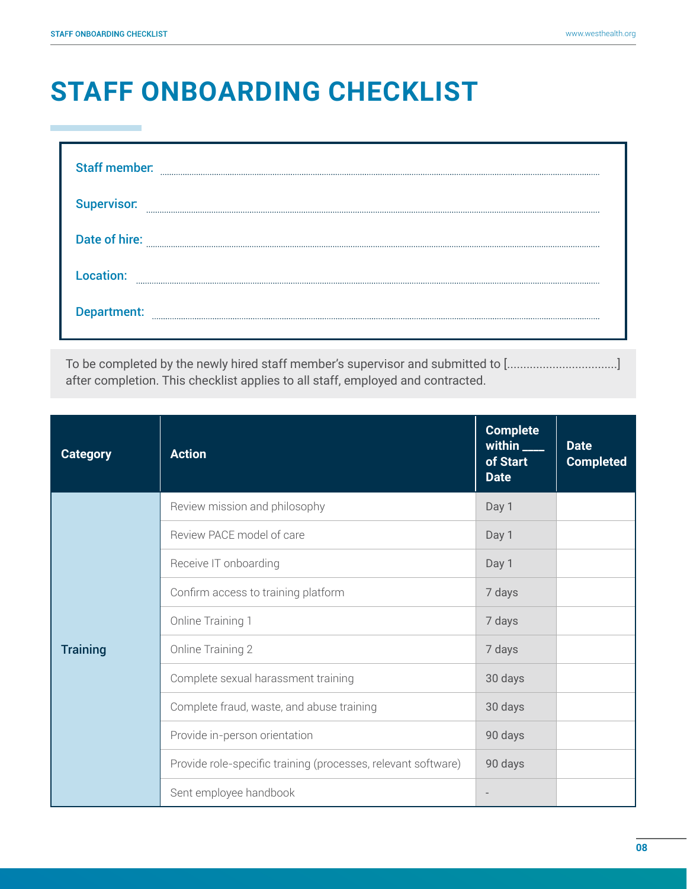# STAFF ONBOARDING CHECKLIST

**Staff member:** ..................................................................................................................................

**Supervisor:** ..................................................................................................................................

**Date of hire:** ..................................................................................................................................

**Location:** ..................................................................................................................................

**Department:** ..................................................................................................................................

To be completed by the newly hired staff member's supervisor and submitted to [.................................] after completion. This checklist applies to all staff, employed and contracted.

| Category | Action | Complete within ____ of Start Date | Date Completed |
|---|---|---|---|
| Training | Review mission and philosophy | Day 1 | |
| | Review PACE model of care | Day 1 | |
| | Receive IT onboarding | Day 1 | |
| | Confirm access to training platform | 7 days | |
| | Online Training 1 | 7 days | |
| | Online Training 2 | 7 days | |
| | Complete sexual harassment training | 30 days | |
| | Complete fraud, waste, and abuse training | 30 days | |
| | Provide in-person orientation | 90 days | |
| | Provide role-specific training (processes, relevant software) | 90 days | |
| | Sent employee handbook | - | |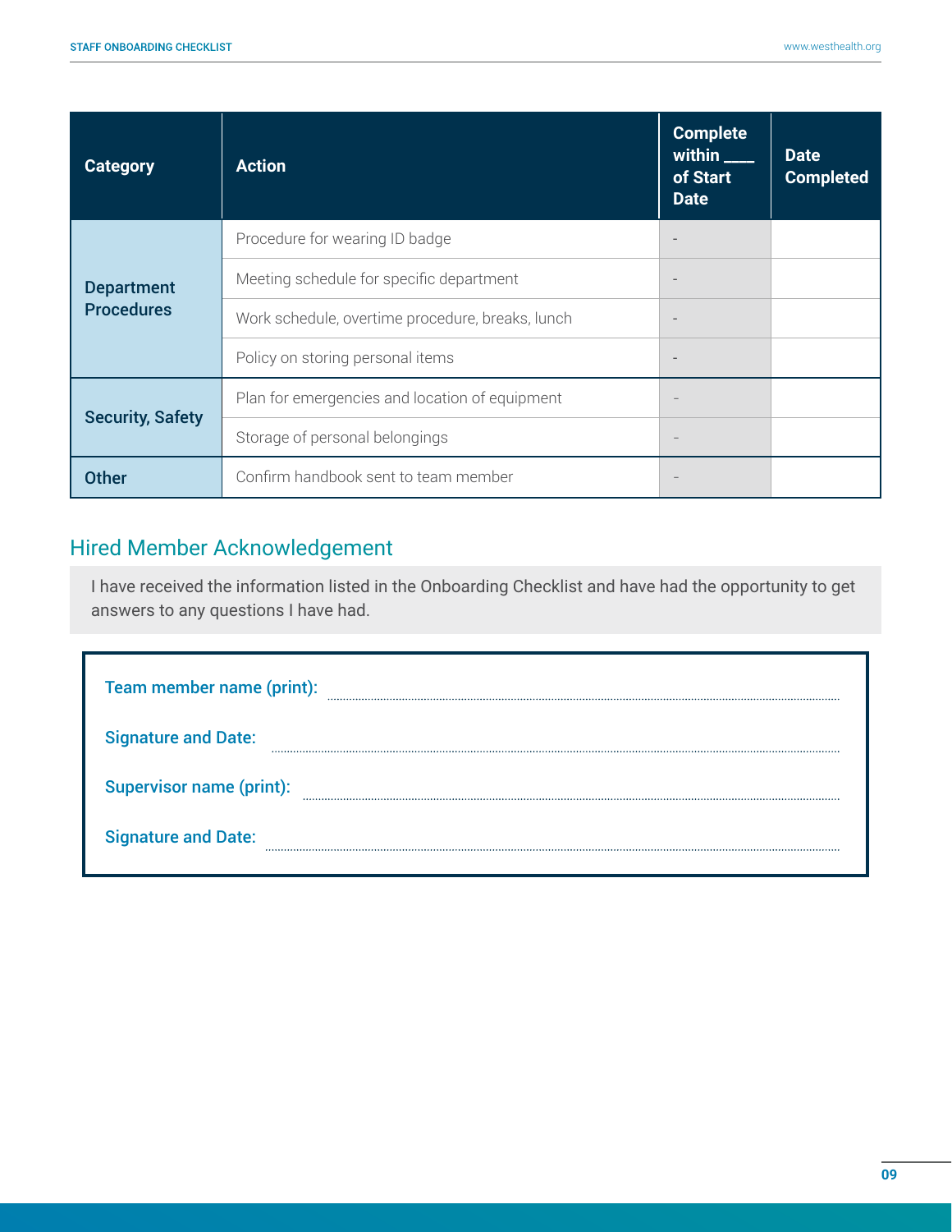| Category | Action | Complete within ____ of Start Date | Date Completed |
| --- | --- | --- | --- |
| Department Procedures | Procedure for wearing ID badge | - | |
| | Meeting schedule for specific department | - | |
| | Work schedule, overtime procedure, breaks, lunch | - | |
| | Policy on storing personal items | - | |
| Security, Safety | Plan for emergencies and location of equipment | - | |
| | Storage of personal belongings | - | |
| Other | Confirm handbook sent to team member | - | |

## Hired Member Acknowledgement

I have received the information listed in the Onboarding Checklist and have had the opportunity to get answers to any questions I have had.

**Team member name (print):** ........................................................................

**Signature and Date:** ........................................................................

**Supervisor name (print):** ........................................................................

**Signature and Date:** ........................................................................